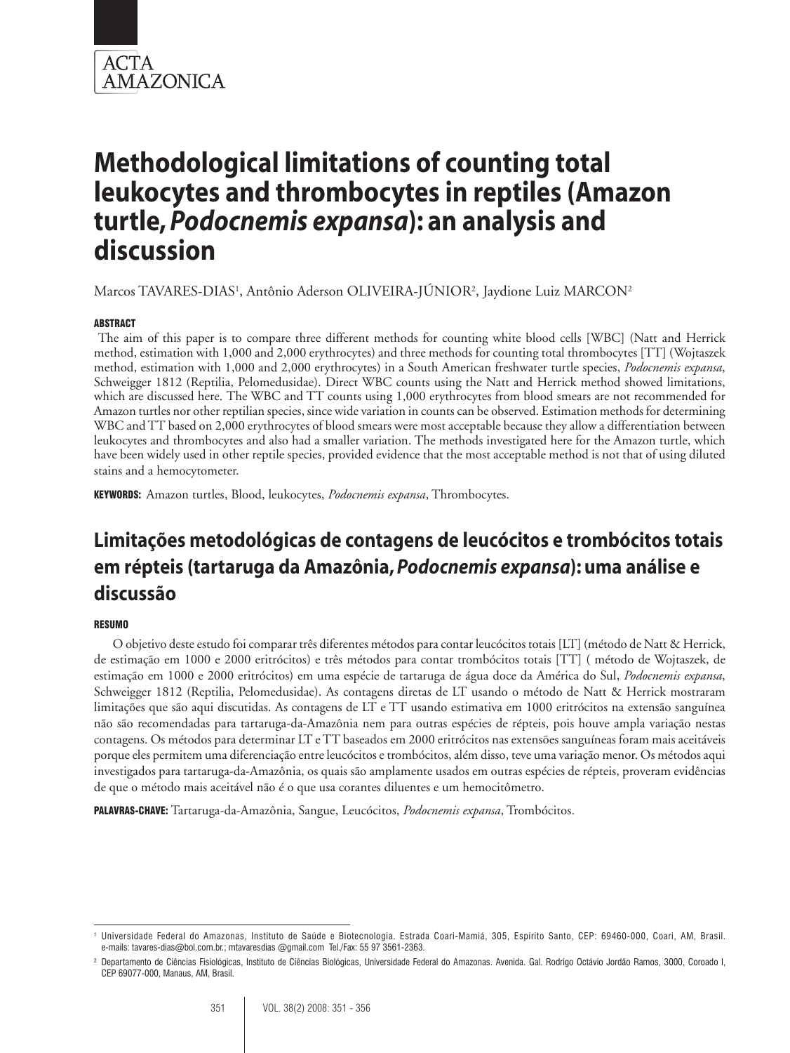# Methodological limitations of counting total leukocytes and thrombocytes in reptiles (Amazon turtle, *Podocnemis expansa*): an analysis and discussion

Marcos TAVARES-DIAS[1], Antônio Aderson OLIVEIRA-JÚNIOR[2], Jaydione Luiz MARCON[2]

## ABSTRACT

The aim of this paper is to compare three different methods for counting white blood cells [WBC] (Natt and Herrick method, estimation with 1,000 and 2,000 erythrocytes) and three methods for counting total thrombocytes [TT] (Wojtaszek method, estimation with 1,000 and 2,000 erythrocytes) in a South American freshwater turtle species, *Podocnemis expansa*, Schweigger 1812 (Reptilia, Pelomedusidae). Direct WBC counts using the Natt and Herrick method showed limitations, which are discussed here. The WBC and TT counts using 1,000 erythrocytes from blood smears are not recommended for Amazon turtles nor other reptilian species, since wide variation in counts can be observed. Estimation methods for determining WBC and TT based on 2,000 erythrocytes of blood smears were most acceptable because they allow a differentiation between leukocytes and thrombocytes and also had a smaller variation. The methods investigated here for the Amazon turtle, which have been widely used in other reptile species, provided evidence that the most acceptable method is not that of using diluted stains and a hemocytometer.

**KEYWORDS:** Amazon turtles, Blood, leukocytes, *Podocnemis expansa*, Thrombocytes.

# Limitações metodológicas de contagens de leucócitos e trombócitos totais em répteis (tartaruga da Amazônia, *Podocnemis expansa*): uma análise e discussão

## RESUMO

O objetivo deste estudo foi comparar três diferentes métodos para contar leucócitos totais [LT] (método de Natt & Herrick, de estimação em 1000 e 2000 eritrócitos) e três métodos para contar trombócitos totais [TT] ( método de Wojtaszek, de estimação em 1000 e 2000 eritrócitos) em uma espécie de tartaruga de água doce da América do Sul, *Podocnemis expansa*, Schweigger 1812 (Reptilia, Pelomedusidae). As contagens diretas de LT usando o método de Natt & Herrick mostraram limitações que são aqui discutidas. As contagens de LT e TT usando estimativa em 1000 eritrócitos na extensão sanguínea não são recomendadas para tartaruga-da-Amazônia nem para outras espécies de répteis, pois houve ampla variação nestas contagens. Os métodos para determinar LT e TT baseados em 2000 eritrócitos nas extensões sanguíneas foram mais aceitáveis porque eles permitem uma diferenciação entre leucócitos e trombócitos, além disso, teve uma variação menor. Os métodos aqui investigados para tartaruga-da-Amazônia, os quais são amplamente usados em outras espécies de répteis, proveram evidências de que o método mais aceitável não é o que usa corantes diluentes e um hemocitômetro.

**PALAVRAS-CHAVE:** Tartaruga-da-Amazônia, Sangue, Leucócitos, *Podocnemis expansa*, Trombócitos.

---

[1] Universidade Federal do Amazonas, Instituto de Saúde e Biotecnologia. Estrada Coari-Mamiá, 305, Espírito Santo, CEP: 69460-000, Coari, AM, Brasil. e-mails: tavares-dias@bol.com.br.; mtavaresdias @gmail.com Tel./Fax: 55 97 3561-2363.

[2] Departamento de Ciências Fisiológicas, Instituto de Ciências Biológicas, Universidade Federal do Amazonas. Avenida. Gal. Rodrigo Octávio Jordão Ramos, 3000, Coroado I, CEP 69077-000, Manaus, AM, Brasil.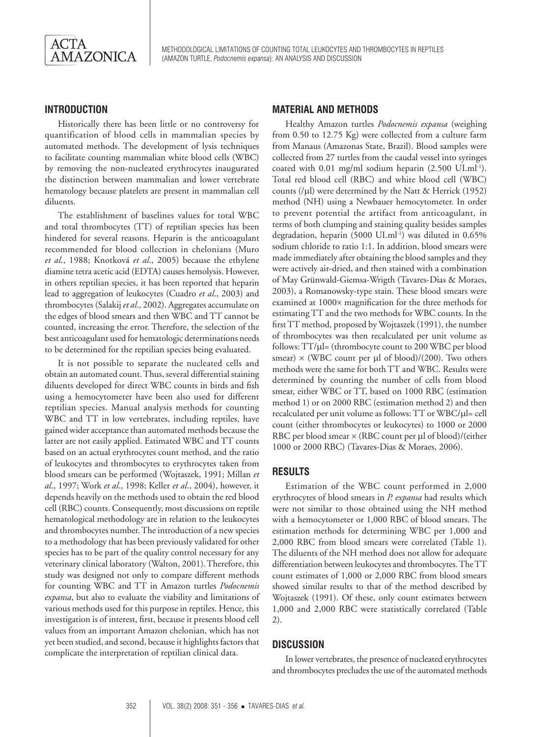## INTRODUCTION

Historically there has been little or no controversy for quantification of blood cells in mammalian species by automated methods. The development of lysis techniques to facilitate counting mammalian white blood cells (WBC) by removing the non-nucleated erythrocytes inaugurated the distinction between mammalian and lower vertebrate hematology because platelets are present in mammalian cell diluents.

The establishment of baselines values for total WBC and total thrombocytes (TT) of reptilian species has been hindered for several reasons. Heparin is the anticoagulant recommended for blood collection in chelonians (Muro *et al*., 1988; Knotková *et al*., 2005) because the ethylene diamine tetra acetic acid (EDTA) causes hemolysis. However, in others reptilian species, it has been reported that heparin lead to aggregation of leukocytes (Cuadro *et al*., 2003) and thrombocytes (Salakij *et al*., 2002). Aggregates accumulate on the edges of blood smears and then WBC and TT cannot be counted, increasing the error. Therefore, the selection of the best anticoagulant used for hematologic determinations needs to be determined for the reptilian species being evaluated.

It is not possible to separate the nucleated cells and obtain an automated count. Thus, several differential staining diluents developed for direct WBC counts in birds and fish using a hemocytometer have been also used for different reptilian species. Manual analysis methods for counting WBC and TT in low vertebrates, including reptiles, have gained wider acceptance than automated methods because the latter are not easily applied. Estimated WBC and TT counts based on an actual erythrocytes count method, and the ratio of leukocytes and thrombocytes to erythrocytes taken from blood smears can be performed (Wojtaszek, 1991; Millan *et al*., 1997; Work *et al*., 1998; Keller *et al*., 2004), however, it depends heavily on the methods used to obtain the red blood cell (RBC) counts. Consequently, most discussions on reptile hematological methodology are in relation to the leukocytes and thrombocytes number. The introduction of a new species to a methodology that has been previously validated for other species has to be part of the quality control necessary for any veterinary clinical laboratory (Walton, 2001). Therefore, this study was designed not only to compare different methods for counting WBC and TT in Amazon turtles *Podocnemis expansa*, but also to evaluate the viability and limitations of various methods used for this purpose in reptiles. Hence, this investigation is of interest, first, because it presents blood cell values from an important Amazon chelonian, which has not yet been studied, and second, because it highlights factors that complicate the interpretation of reptilian clinical data.

## MATERIAL AND METHODS

Healthy Amazon turtles *Podocnemis expansa* (weighing from 0.50 to 12.75 Kg) were collected from a culture farm from Manaus (Amazonas State, Brazil). Blood samples were collected from 27 turtles from the caudal vessel into syringes coated with 0.01 mg/ml sodium heparin (2.500 UI.ml$^{-1}$). Total red blood cell (RBC) and white blood cell (WBC) counts (/µl) were determined by the Natt & Herrick (1952) method (NH) using a Newbauer hemocytometer. In order to prevent potential the artifact from anticoagulant, in terms of both clumping and staining quality besides samples degradation, heparin (5000 UI.ml$^{-1}$) was diluted in 0.65% sodium chloride to ratio 1:1. In addition, blood smears were made immediately after obtaining the blood samples and they were actively air-dried, and then stained with a combination of May Grünwald-Giemsa-Wrigth (Tavares-Dias & Moraes, 2003), a Romanowsky-type stain. These blood smears were examined at 1000× magnification for the three methods for estimating TT and the two methods for WBC counts. In the first TT method, proposed by Wojtaszek (1991), the number of thrombocytes was then recalculated per unit volume as follows: TT/µl= (thrombocyte count to 200 WBC per blood smear) × (WBC count per µl of blood)/(200). Two others methods were the same for both TT and WBC. Results were determined by counting the number of cells from blood smear, either WBC or TT, based on 1000 RBC (estimation method 1) or on 2000 RBC (estimation method 2) and then recalculated per unit volume as follows: TT or WBC/µl= cell count (either thrombocytes or leukocytes) to 1000 or 2000 RBC per blood smear × (RBC count per µl of blood)/(either 1000 or 2000 RBC) (Tavares-Dias & Moraes, 2006).

## RESULTS

Estimation of the WBC count performed in 2,000 erythrocytes of blood smears in *P. expansa* had results which were not similar to those obtained using the NH method with a hemocytometer or 1,000 RBC of blood smears. The estimation methods for determining WBC per 1,000 and 2,000 RBC from blood smears were correlated (Table 1). The diluents of the NH method does not allow for adequate differentiation between leukocytes and thrombocytes. The TT count estimates of 1,000 or 2,000 RBC from blood smears showed similar results to that of the method described by Wojtaszek (1991). Of these, only count estimates between 1,000 and 2,000 RBC were statistically correlated (Table 2).

## DISCUSSION

In lower vertebrates, the presence of nucleated erythrocytes and thrombocytes precludes the use of the automated methods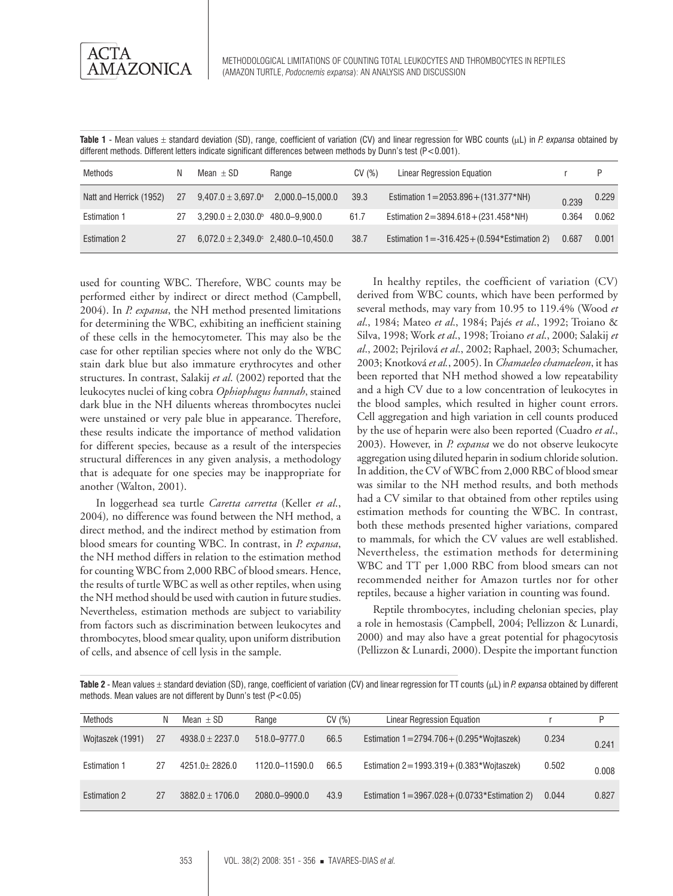**Table 1** - Mean values ± standard deviation (SD), range, coefficient of variation (CV) and linear regression for WBC counts (μL) in *P. expansa* obtained by different methods. Different letters indicate significant differences between methods by Dunn's test ($P<0.001$).

| Methods | N | Mean ± SD | Range | CV (%) | Linear Regression Equation | r | P |
|---|---|---|---|---|---|---|---|
| Natt and Herrick (1952) | 27 | 9,407.0 ± 3,697.0[a] | 2,000.0–15,000.0 | 39.3 | Estimation 1=2053.896+(131.377*NH) | 0.239 | 0.229 |
| Estimation 1 | 27 | 3,290.0 ± 2,030.0[b] | 480.0–9,900.0 | 61.7 | Estimation 2=3894.618+(231.458*NH) | 0.364 | 0.062 |
| Estimation 2 | 27 | 6,072.0 ± 2,349.0[c] | 2,480.0–10,450.0 | 38.7 | Estimation 1=-316.425+(0.594*Estimation 2) | 0.687 | 0.001 |

used for counting WBC. Therefore, WBC counts may be performed either by indirect or direct method (Campbell, 2004). In *P. expansa*, the NH method presented limitations for determining the WBC, exhibiting an inefficient staining of these cells in the hemocytometer. This may also be the case for other reptilian species where not only do the WBC stain dark blue but also immature erythrocytes and other structures. In contrast, Salakij *et al*. (2002) reported that the leukocytes nuclei of king cobra *Ophiophagus hannah*, stained dark blue in the NH diluents whereas thrombocytes nuclei were unstained or very pale blue in appearance. Therefore, these results indicate the importance of method validation for different species, because as a result of the interspecies structural differences in any given analysis, a methodology that is adequate for one species may be inappropriate for another (Walton, 2001).

In loggerhead sea turtle *Caretta carretta* (Keller *et al*., 2004), no difference was found between the NH method, a direct method, and the indirect method by estimation from blood smears for counting WBC. In contrast, in *P. expansa*, the NH method differs in relation to the estimation method for counting WBC from 2,000 RBC of blood smears. Hence, the results of turtle WBC as well as other reptiles, when using the NH method should be used with caution in future studies. Nevertheless, estimation methods are subject to variability from factors such as discrimination between leukocytes and thrombocytes, blood smear quality, upon uniform distribution of cells, and absence of cell lysis in the sample.

In healthy reptiles, the coefficient of variation (CV) derived from WBC counts, which have been performed by several methods, may vary from 10.95 to 119.4% (Wood *et al*., 1984; Mateo *et al*., 1984; Pajés *et al*., 1992; Troiano & Silva, 1998; Work *et al*., 1998; Troiano *et al*., 2000; Salakij *et al*., 2002; Pejrilová *et al*., 2002; Raphael, 2003; Schumacher, 2003; Knotková *et al*., 2005). In *Chamaeleo chamaeleon*, it has been reported that NH method showed a low repeatability and a high CV due to a low concentration of leukocytes in the blood samples, which resulted in higher count errors. Cell aggregation and high variation in cell counts produced by the use of heparin were also been reported (Cuadro *et al*., 2003). However, in *P. expansa* we do not observe leukocyte aggregation using diluted heparin in sodium chloride solution. In addition, the CV of WBC from 2,000 RBC of blood smear was similar to the NH method results, and both methods had a CV similar to that obtained from other reptiles using estimation methods for counting the WBC. In contrast, both these methods presented higher variations, compared to mammals, for which the CV values are well established. Nevertheless, the estimation methods for determining WBC and TT per 1,000 RBC from blood smears can not recommended neither for Amazon turtles nor for other reptiles, because a higher variation in counting was found.

Reptile thrombocytes, including chelonian species, play a role in hemostasis (Campbell, 2004; Pellizzon & Lunardi, 2000) and may also have a great potential for phagocytosis (Pellizzon & Lunardi, 2000). Despite the important function

**Table 2** - Mean values ± standard deviation (SD), range, coefficient of variation (CV) and linear regression for TT counts (μL) in *P. expansa* obtained by different methods. Mean values are not different by Dunn's test ($P<0.05$)

| Methods | N | Mean ± SD | Range | CV (%) | Linear Regression Equation | r | P |
|---|---|---|---|---|---|---|---|
| Wojtaszek (1991) | 27 | 4938.0 ± 2237.0 | 518.0–9777.0 | 66.5 | Estimation 1=2794.706+(0.295*Wojtaszek) | 0.234 | 0.241 |
| Estimation 1 | 27 | 4251.0± 2826.0 | 1120.0–11590.0 | 66.5 | Estimation 2=1993.319+(0.383*Wojtaszek) | 0.502 | 0.008 |
| Estimation 2 | 27 | 3882.0 ± 1706.0 | 2080.0–9900.0 | 43.9 | Estimation 1=3967.028+(0.0733*Estimation 2) | 0.044 | 0.827 |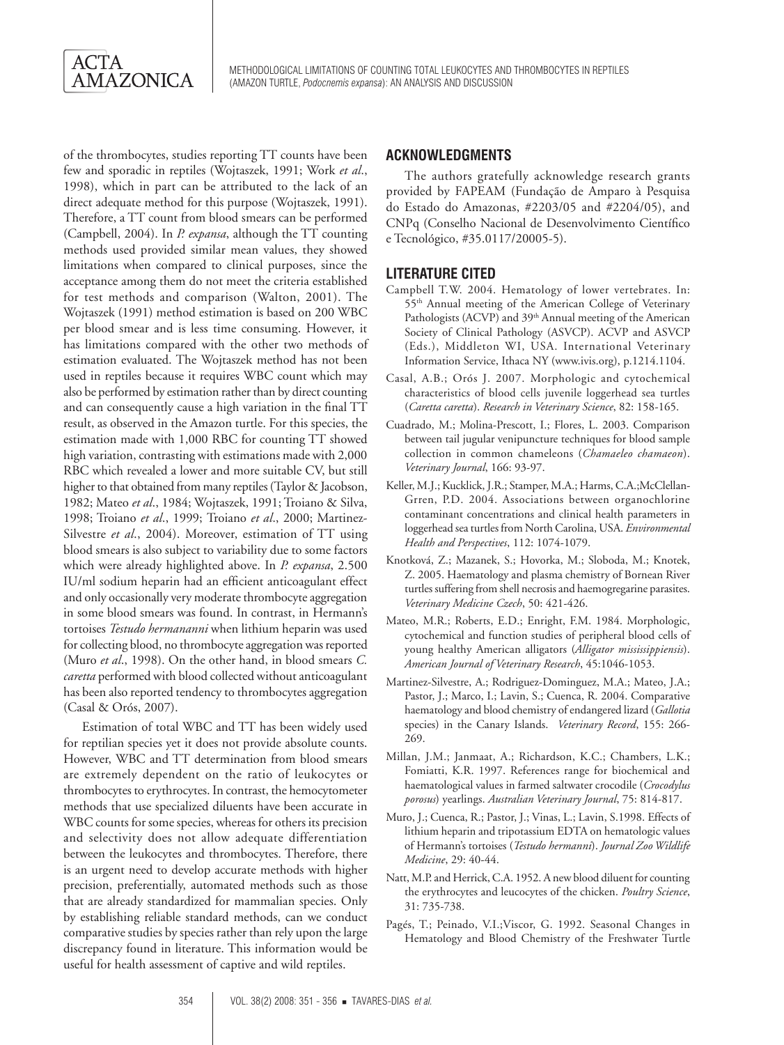of the thrombocytes, studies reporting TT counts have been few and sporadic in reptiles (Wojtaszek, 1991; Work *et al*., 1998), which in part can be attributed to the lack of an direct adequate method for this purpose (Wojtaszek, 1991). Therefore, a TT count from blood smears can be performed (Campbell, 2004). In *P. expansa*, although the TT counting methods used provided similar mean values, they showed limitations when compared to clinical purposes, since the acceptance among them do not meet the criteria established for test methods and comparison (Walton, 2001). The Wojtaszek (1991) method estimation is based on 200 WBC per blood smear and is less time consuming. However, it has limitations compared with the other two methods of estimation evaluated. The Wojtaszek method has not been used in reptiles because it requires WBC count which may also be performed by estimation rather than by direct counting and can consequently cause a high variation in the final TT result, as observed in the Amazon turtle. For this species, the estimation made with 1,000 RBC for counting TT showed high variation, contrasting with estimations made with 2,000 RBC which revealed a lower and more suitable CV, but still higher to that obtained from many reptiles (Taylor & Jacobson, 1982; Mateo *et al*., 1984; Wojtaszek, 1991; Troiano & Silva, 1998; Troiano *et al*., 1999; Troiano *et al*., 2000; Martinez-Silvestre *et al*., 2004). Moreover, estimation of TT using blood smears is also subject to variability due to some factors which were already highlighted above. In *P. expansa*, 2.500 IU/ml sodium heparin had an efficient anticoagulant effect and only occasionally very moderate thrombocyte aggregation in some blood smears was found. In contrast, in Hermann's tortoises *Testudo hermananni* when lithium heparin was used for collecting blood, no thrombocyte aggregation was reported (Muro *et al*., 1998). On the other hand, in blood smears *C. caretta* performed with blood collected without anticoagulant has been also reported tendency to thrombocytes aggregation (Casal & Orós, 2007).

Estimation of total WBC and TT has been widely used for reptilian species yet it does not provide absolute counts. However, WBC and TT determination from blood smears are extremely dependent on the ratio of leukocytes or thrombocytes to erythrocytes. In contrast, the hemocytometer methods that use specialized diluents have been accurate in WBC counts for some species, whereas for others its precision and selectivity does not allow adequate differentiation between the leukocytes and thrombocytes. Therefore, there is an urgent need to develop accurate methods with higher precision, preferentially, automated methods such as those that are already standardized for mammalian species. Only by establishing reliable standard methods, can we conduct comparative studies by species rather than rely upon the large discrepancy found in literature. This information would be useful for health assessment of captive and wild reptiles.

## ACKNOWLEDGMENTS

The authors gratefully acknowledge research grants provided by FAPEAM (Fundação de Amparo à Pesquisa do Estado do Amazonas, #2203/05 and #2204/05), and CNPq (Conselho Nacional de Desenvolvimento Científico e Tecnológico, #35.0117/20005-5).

## LITERATURE CITED

Campbell T.W. 2004. Hematology of lower vertebrates. In: 55th Annual meeting of the American College of Veterinary Pathologists (ACVP) and 39th Annual meeting of the American Society of Clinical Pathology (ASVCP). ACVP and ASVCP (Eds.), Middleton WI, USA. International Veterinary Information Service, Ithaca NY (www.ivis.org), p.1214.1104.

Casal, A.B.; Orós J. 2007. Morphologic and cytochemical characteristics of blood cells juvenile loggerhead sea turtles (*Caretta caretta*). *Research in Veterinary Science*, 82: 158-165.

Cuadrado, M.; Molina-Prescott, I.; Flores, L. 2003. Comparison between tail jugular venipuncture techniques for blood sample collection in common chameleons (*Chamaeleo chamaeon*). *Veterinary Journal*, 166: 93-97.

Keller, M.J.; Kucklick, J.R.; Stamper, M.A.; Harms, C.A.;McClellan-Grren, P.D. 2004. Associations between organochlorine contaminant concentrations and clinical health parameters in loggerhead sea turtles from North Carolina, USA. *Environmental Health and Perspectives*, 112: 1074-1079.

Knotková, Z.; Mazanek, S.; Hovorka, M.; Sloboda, M.; Knotek, Z. 2005. Haematology and plasma chemistry of Bornean River turtles suffering from shell necrosis and haemogregarine parasites. *Veterinary Medicine Czech*, 50: 421-426.

Mateo, M.R.; Roberts, E.D.; Enright, F.M. 1984. Morphologic, cytochemical and function studies of peripheral blood cells of young healthy American alligators (*Alligator mississippiensis*). *American Journal of Veterinary Research*, 45:1046-1053.

Martinez-Silvestre, A.; Rodriguez-Dominguez, M.A.; Mateo, J.A.; Pastor, J.; Marco, I.; Lavin, S.; Cuenca, R. 2004. Comparative haematology and blood chemistry of endangered lizard (*Gallotia* species) in the Canary Islands. *Veterinary Record*, 155: 266-269.

Millan, J.M.; Janmaat, A.; Richardson, K.C.; Chambers, L.K.; Fomiatti, K.R. 1997. References range for biochemical and haematological values in farmed saltwater crocodile (*Crocodylus porosus*) yearlings. *Australian Veterinary Journal*, 75: 814-817.

Muro, J.; Cuenca, R.; Pastor, J.; Vinas, L.; Lavin, S.1998. Effects of lithium heparin and tripotassium EDTA on hematologic values of Hermann's tortoises (*Testudo hermanni*). *Journal Zoo Wildlife Medicine*, 29: 40-44.

Natt, M.P. and Herrick, C.A. 1952. A new blood diluent for counting the erythrocytes and leucocytes of the chicken. *Poultry Science*, 31: 735-738.

Pagés, T.; Peinado, V.I.;Viscor, G. 1992. Seasonal Changes in Hematology and Blood Chemistry of the Freshwater Turtle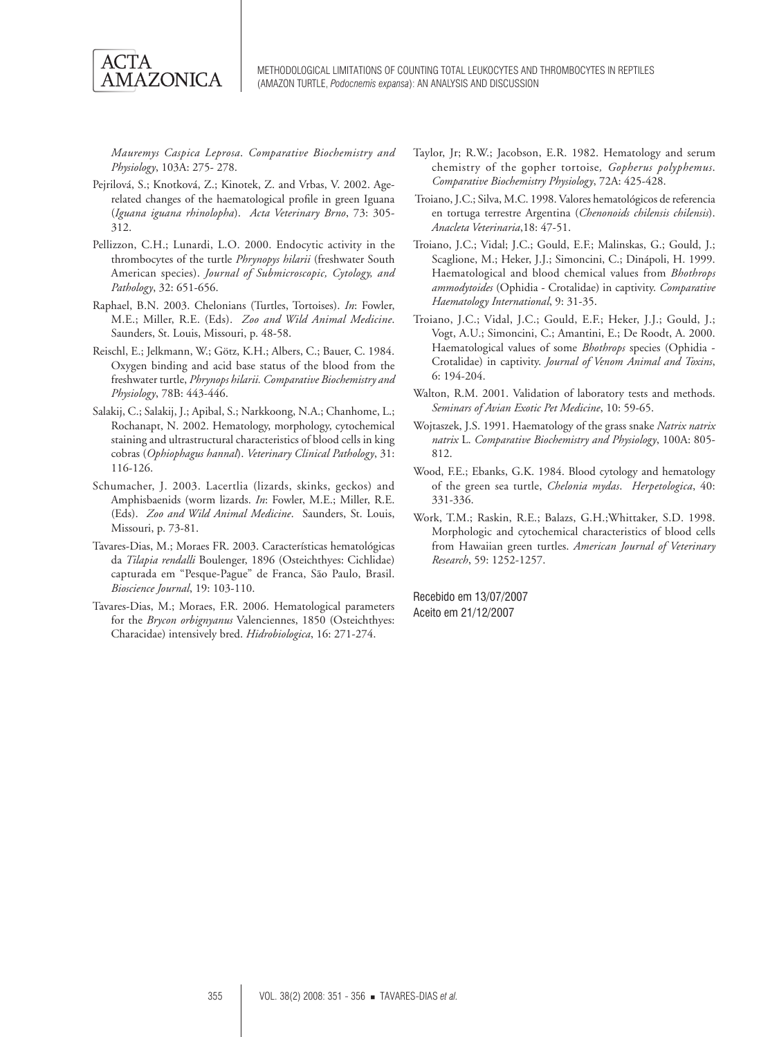*Mauremys Caspica Leprosa*. *Comparative Biochemistry and Physiology*, 103A: 275- 278.

Pejrilová, S.; Knotková, Z.; Kinotek, Z. and Vrbas, V. 2002. Age-related changes of the haematological profile in green Iguana (*Iguana iguana rhinolopha*). *Acta Veterinary Brno*, 73: 305-312.

Pellizzon, C.H.; Lunardi, L.O. 2000. Endocytic activity in the thrombocytes of the turtle *Phrynopys hilarii* (freshwater South American species). *Journal of Submicroscopic, Cytology, and Pathology*, 32: 651-656.

Raphael, B.N. 2003. Chelonians (Turtles, Tortoises). *In*: Fowler, M.E.; Miller, R.E. (Eds). *Zoo and Wild Animal Medicine*. Saunders, St. Louis, Missouri, p. 48-58.

Reischl, E.; Jelkmann, W.; Götz, K.H.; Albers, C.; Bauer, C. 1984. Oxygen binding and acid base status of the blood from the freshwater turtle, *Phrynops hilarii. Comparative Biochemistry and Physiology*, 78B: 443-446.

Salakij, C.; Salakij, J.; Apibal, S.; Narkkoong, N.A.; Chanhome, L.; Rochanapt, N. 2002. Hematology, morphology, cytochemical staining and ultrastructural characteristics of blood cells in king cobras (*Ophiophagus hannal*). *Veterinary Clinical Pathology*, 31: 116-126.

Schumacher, J. 2003. Lacertlia (lizards, skinks, geckos) and Amphisbaenids (worm lizards. *In*: Fowler, M.E.; Miller, R.E. (Eds). *Zoo and Wild Animal Medicine*. Saunders, St. Louis, Missouri, p. 73-81.

Tavares-Dias, M.; Moraes FR. 2003. Características hematológicas da *Tilapia rendalli* Boulenger, 1896 (Osteichthyes: Cichlidae) capturada em "Pesque-Pague" de Franca, São Paulo, Brasil. *Bioscience Journal*, 19: 103-110.

Tavares-Dias, M.; Moraes, F.R. 2006. Hematological parameters for the *Brycon orbignyanus* Valenciennes, 1850 (Osteichthyes: Characidae) intensively bred. *Hidrobiologica*, 16: 271-274.

Taylor, Jr; R.W.; Jacobson, E.R. 1982. Hematology and serum chemistry of the gopher tortoise, *Gopherus polyphemus*. *Comparative Biochemistry Physiology*, 72A: 425-428.

Troiano, J.C.; Silva, M.C. 1998. Valores hematológicos de referencia en tortuga terrestre Argentina (*Chenonoids chilensis chilensis*). *Anacleta Veterinaria*,18: 47-51.

Troiano, J.C.; Vidal; J.C.; Gould, E.F.; Malinskas, G.; Gould, J.; Scaglione, M.; Heker, J.J.; Simoncini, C.; Dinápoli, H. 1999. Haematological and blood chemical values from *Bhothrops ammodytoides* (Ophidia - Crotalidae) in captivity. *Comparative Haematology International*, 9: 31-35.

Troiano, J.C.; Vidal, J.C.; Gould, E.F.; Heker, J.J.; Gould, J.; Vogt, A.U.; Simoncini, C.; Amantini, E.; De Roodt, A. 2000. Haematological values of some *Bhothrops* species (Ophidia - Crotalidae) in captivity. *Journal of Venom Animal and Toxins*, 6: 194-204.

Walton, R.M. 2001. Validation of laboratory tests and methods. *Seminars of Avian Exotic Pet Medicine*, 10: 59-65.

Wojtaszek, J.S. 1991. Haematology of the grass snake *Natrix natrix natrix* L. *Comparative Biochemistry and Physiology*, 100A: 805-812.

Wood, F.E.; Ebanks, G.K. 1984. Blood cytology and hematology of the green sea turtle, *Chelonia mydas*. *Herpetologica*, 40: 331-336.

Work, T.M.; Raskin, R.E.; Balazs, G.H.;Whittaker, S.D. 1998. Morphologic and cytochemical characteristics of blood cells from Hawaiian green turtles. *American Journal of Veterinary Research*, 59: 1252-1257.

Recebido em 13/07/2007
Aceito em 21/12/2007